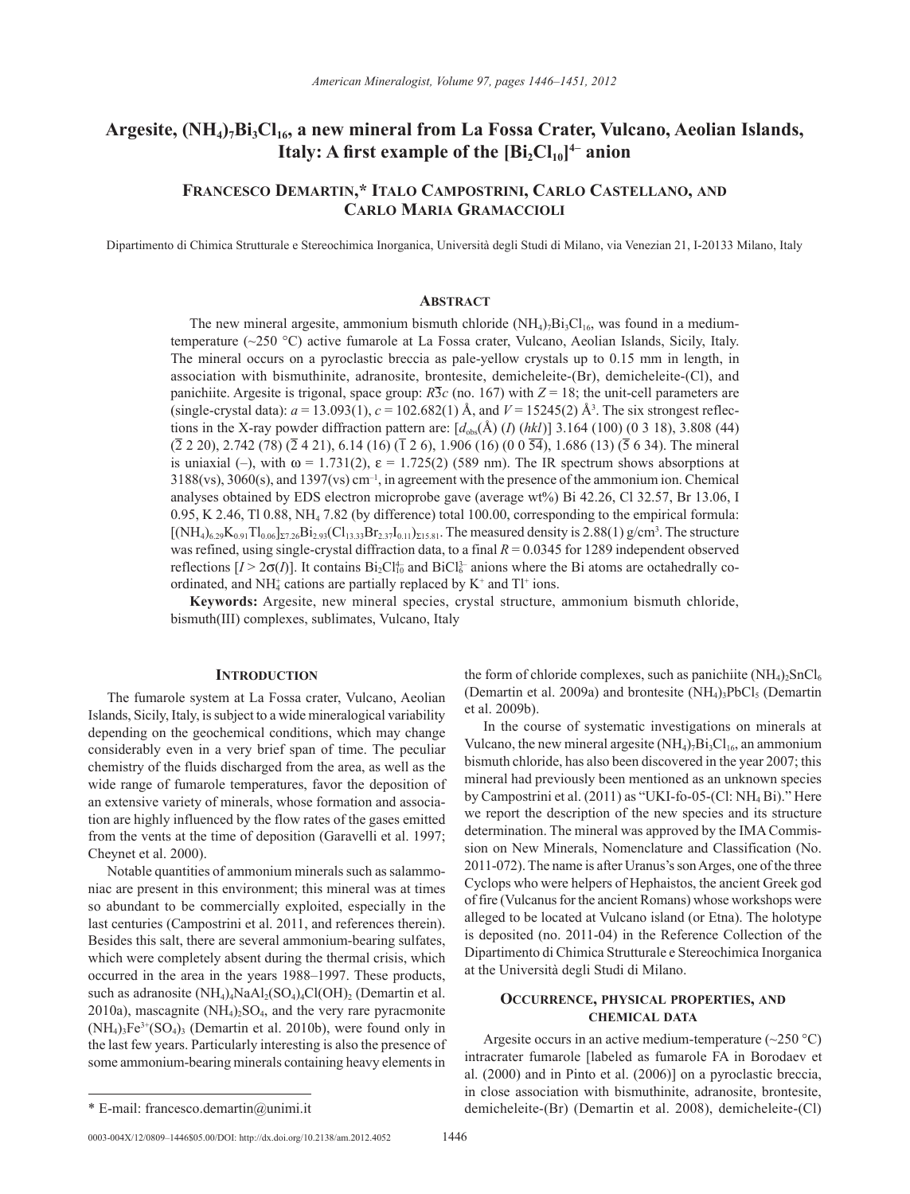# Argesite, $(NH_4)_7Bi_3Cl_{16}$, a new mineral from La Fossa Crater, Vulcano, Aeolian Islands, Italy: A first example of the $[Bi_2Cl_{10}]^{4-}$ anion

**Francesco Demartin,* Italo Campostrini, Carlo Castellano, and Carlo Maria Gramaccioli**

Dipartimento di Chimica Strutturale e Stereochimica Inorganica, Università degli Studi di Milano, via Venezian 21, I-20133 Milano, Italy

## Abstract

The new mineral argesite, ammonium bismuth chloride $(NH_4)_7Bi_3Cl_{16}$, was found in a medium-temperature (~250 °C) active fumarole at La Fossa crater, Vulcano, Aeolian Islands, Sicily, Italy. The mineral occurs on a pyroclastic breccia as pale-yellow crystals up to 0.15 mm in length, in association with bismuthinite, adranosite, brontesite, demicheleite-(Br), demicheleite-(Cl), and panichiite. Argesite is trigonal, space group: $R\overline{3}c$ (no. 167) with $Z = 18$; the unit-cell parameters are (single-crystal data): $a = 13.093(1)$, $c = 102.682(1)$ Å, and $V = 15245(2)$ Å$^3$. The six strongest reflections in the X-ray powder diffraction pattern are: [$d_{obs}$(Å) ($I$) ($hkl$)] 3.164 (100) (0 3 18), 3.808 (44) ($\overline{2}$ 2 20), 2.742 (78) ($\overline{2}$ 4 21), 6.14 (16) ($\overline{1}$ 2 6), 1.906 (16) (0 0 $\overline{54}$), 1.686 (13) ($\overline{5}$ 6 34). The mineral is uniaxial (–), with $\omega = 1.731(2)$, $\varepsilon = 1.725(2)$ (589 nm). The IR spectrum shows absorptions at 3188(vs), 3060(s), and 1397(vs) cm$^{-1}$, in agreement with the presence of the ammonium ion. Chemical analyses obtained by EDS electron microprobe gave (average wt%) Bi 42.26, Cl 32.57, Br 13.06, I 0.95, K 2.46, Tl 0.88, $NH_4$ 7.82 (by difference) total 100.00, corresponding to the empirical formula: $[(NH_4)_{6.29}K_{0.91}Tl_{0.06}]_{\Sigma7.26}Bi_{2.93}(Cl_{13.33}Br_{2.37}I_{0.11})_{\Sigma15.81}$. The measured density is 2.88(1) g/cm$^3$. The structure was refined, using single-crystal diffraction data, to a final $R = 0.0345$ for 1289 independent observed reflections [$I > 2\sigma(I)$]. It contains $Bi_2Cl_{10}^{4-}$ and $BiCl_6^{3-}$ anions where the Bi atoms are octahedrally coordinated, and $NH_4^+$ cations are partially replaced by $K^+$ and $Tl^+$ ions.

**Keywords:** Argesite, new mineral species, crystal structure, ammonium bismuth chloride, bismuth(III) complexes, sublimates, Vulcano, Italy

## Introduction

The fumarole system at La Fossa crater, Vulcano, Aeolian Islands, Sicily, Italy, is subject to a wide mineralogical variability depending on the geochemical conditions, which may change considerably even in a very brief span of time. The peculiar chemistry of the fluids discharged from the area, as well as the wide range of fumarole temperatures, favor the deposition of an extensive variety of minerals, whose formation and association are highly influenced by the flow rates of the gases emitted from the vents at the time of deposition (Garavelli et al. 1997; Cheynet et al. 2000).

Notable quantities of ammonium minerals such as salammoniac are present in this environment; this mineral was at times so abundant to be commercially exploited, especially in the last centuries (Campostrini et al. 2011, and references therein). Besides this salt, there are several ammonium-bearing sulfates, which were completely absent during the thermal crisis, which occurred in the area in the years 1988–1997. These products, such as adranosite $(NH_4)_4NaAl_2(SO_4)_4Cl(OH)_2$ (Demartin et al. 2010a), mascagnite $(NH_4)_2SO_4$, and the very rare pyracmonite $(NH_4)_3Fe^{3+}(SO_4)_3$ (Demartin et al. 2010b), were found only in the last few years. Particularly interesting is also the presence of some ammonium-bearing minerals containing heavy elements in the form of chloride complexes, such as panichiite $(NH_4)_2SnCl_6$ (Demartin et al. 2009a) and brontesite $(NH_4)_3PbCl_5$ (Demartin et al. 2009b).

In the course of systematic investigations on minerals at Vulcano, the new mineral argesite $(NH_4)_7Bi_3Cl_{16}$, an ammonium bismuth chloride, has also been discovered in the year 2007; this mineral had previously been mentioned as an unknown species by Campostrini et al. (2011) as "UKI-fo-05-(Cl: NH4 Bi)." Here we report the description of the new species and its structure determination. The mineral was approved by the IMA Commission on New Minerals, Nomenclature and Classification (No. 2011-072). The name is after Uranus's son Arges, one of the three Cyclops who were helpers of Hephaistos, the ancient Greek god of fire (Vulcanus for the ancient Romans) whose workshops were alleged to be located at Vulcano island (or Etna). The holotype is deposited (no. 2011-04) in the Reference Collection of the Dipartimento di Chimica Strutturale e Stereochimica Inorganica at the Università degli Studi di Milano.

## Occurrence, physical properties, and chemical data

Argesite occurs in an active medium-temperature (~250 °C) intracrater fumarole [labeled as fumarole FA in Borodaev et al. (2000) and in Pinto et al. (2006)] on a pyroclastic breccia, in close association with bismuthinite, adranosite, brontesite, demicheleite-(Br) (Demartin et al. 2008), demicheleite-(Cl)

\* E-mail: francesco.demartin@unimi.it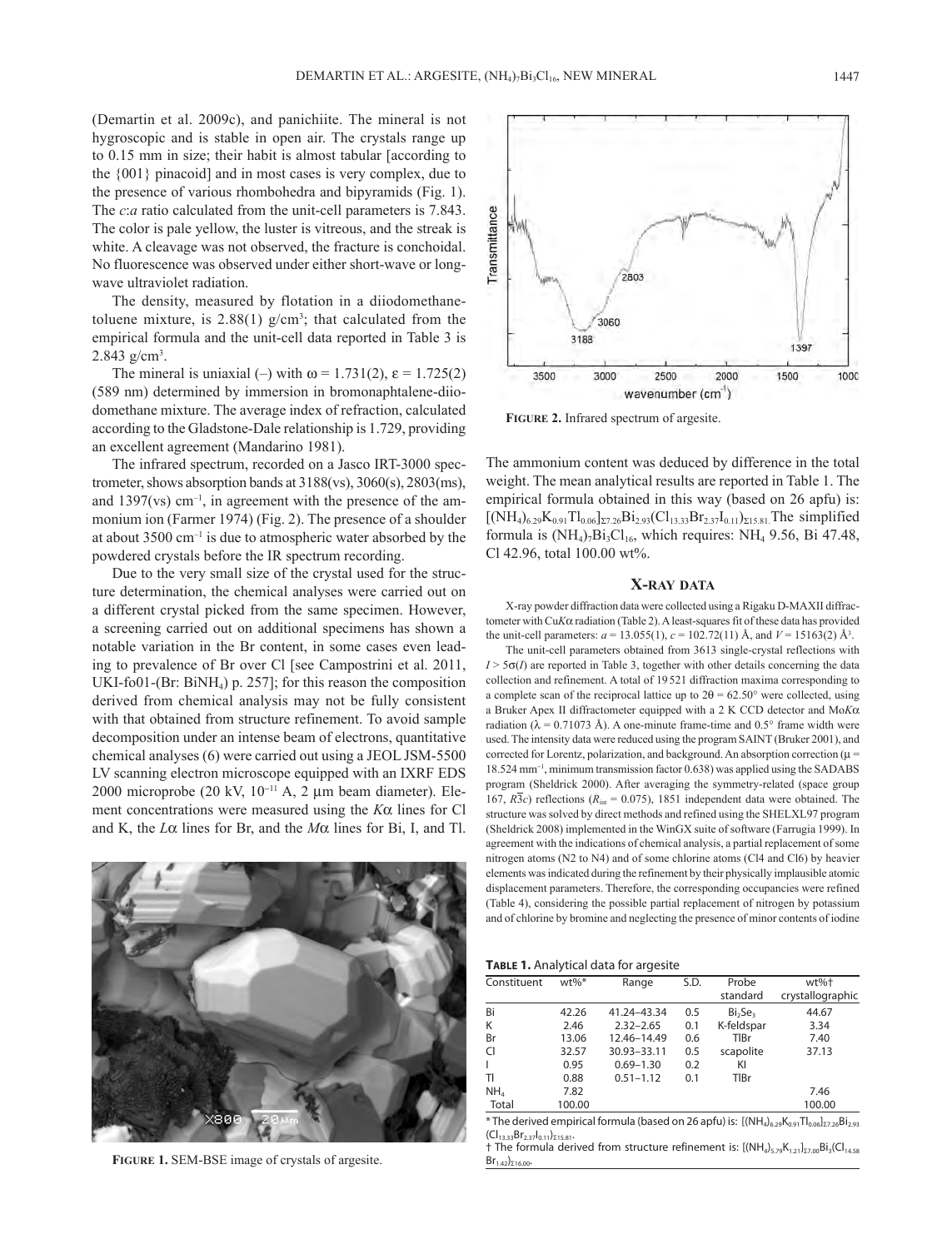(Demartin et al. 2009c), and panichiite. The mineral is not hygroscopic and is stable in open air. The crystals range up to 0.15 mm in size; their habit is almost tabular [according to the {001} pinacoid] and in most cases is very complex, due to the presence of various rhombohedra and bipyramids (Fig. 1). The *c*:*a* ratio calculated from the unit-cell parameters is 7.843. The color is pale yellow, the luster is vitreous, and the streak is white. A cleavage was not observed, the fracture is conchoidal. No fluorescence was observed under either short-wave or long-wave ultraviolet radiation.

The density, measured by flotation in a diiodomethane-toluene mixture, is 2.88(1) g/cm$^3$; that calculated from the empirical formula and the unit-cell data reported in Table 3 is 2.843 g/cm$^3$.

The mineral is uniaxial (–) with $\omega$ = 1.731(2), $\varepsilon$ = 1.725(2) (589 nm) determined by immersion in bromonaphtalene-diiodomethane mixture. The average index of refraction, calculated according to the Gladstone-Dale relationship is 1.729, providing an excellent agreement (Mandarino 1981).

The infrared spectrum, recorded on a Jasco IRT-3000 spectrometer, shows absorption bands at 3188(vs), 3060(s), 2803(ms), and 1397(vs) cm$^{-1}$, in agreement with the presence of the ammonium ion (Farmer 1974) (Fig. 2). The presence of a shoulder at about 3500 cm$^{-1}$ is due to atmospheric water absorbed by the powdered crystals before the IR spectrum recording.

Due to the very small size of the crystal used for the structure determination, the chemical analyses were carried out on a different crystal picked from the same specimen. However, a screening carried out on additional specimens has shown a notable variation in the Br content, in some cases even leading to prevalence of Br over Cl [see Campostrini et al. 2011, UKI-fo01-(Br: $BiNH_4$) p. 257]; for this reason the composition derived from chemical analysis may not be fully consistent with that obtained from structure refinement. To avoid sample decomposition under an intense beam of electrons, quantitative chemical analyses (6) were carried out using a JEOL JSM-5500 LV scanning electron microscope equipped with an IXRF EDS 2000 microprobe (20 kV, $10^{-11}$ A, 2 µm beam diameter). Element concentrations were measured using the *K*α lines for Cl and K, the *L*α lines for Br, and the *M*α lines for Bi, I, and Tl.

**FIGURE 1.** SEM-BSE image of crystals of argesite.

**FIGURE 2.** Infrared spectrum of argesite.

The ammonium content was deduced by difference in the total weight. The mean analytical results are reported in Table 1. The empirical formula obtained in this way (based on 26 apfu) is: $[(NH_4)_{6.29}K_{0.91}Tl_{0.06}]_{\Sigma 7.26}Bi_{2.93}(Cl_{13.33}Br_{2.37}I_{0.11})_{\Sigma 15.81}$. The simplified formula is $(NH_4)_7Bi_3Cl_{16}$, which requires: $NH_4$ 9.56, Bi 47.48, Cl 42.96, total 100.00 wt%.

## X-RAY DATA

X-ray powder diffraction data were collected using a Rigaku D-MAXII diffractometer with Cu*K*α radiation (Table 2). A least-squares fit of these data has provided the unit-cell parameters: *a* = 13.055(1), *c* = 102.72(11) Å, and *V* = 15163(2) Å$^3$.

The unit-cell parameters obtained from 3613 single-crystal reflections with $I > 5\sigma(I)$ are reported in Table 3, together with other details concerning the data collection and refinement. A total of 19521 diffraction maxima corresponding to a complete scan of the reciprocal lattice up to $2\theta = 62.50°$ were collected, using a Bruker Apex II diffractometer equipped with a 2 K CCD detector and Mo*K*α radiation ($\lambda$ = 0.71073 Å). A one-minute frame-time and 0.5° frame width were used. The intensity data were reduced using the program SAINT (Bruker 2001), and corrected for Lorentz, polarization, and background. An absorption correction ($\mu$ = 18.524 mm$^{-1}$, minimum transmission factor 0.638) was applied using the SADABS program (Sheldrick 2000). After averaging the symmetry-related (space group 167, $R\bar{3}c$) reflections ($R_{int}$ = 0.075), 1851 independent data were obtained. The structure was solved by direct methods and refined using the SHELXL97 program (Sheldrick 2008) implemented in the WinGX suite of software (Farrugia 1999). In agreement with the indications of chemical analysis, a partial replacement of some nitrogen atoms (N2 to N4) and of some chlorine atoms (Cl4 and Cl6) by heavier elements was indicated during the refinement by their physically implausible atomic displacement parameters. Therefore, the corresponding occupancies were refined (Table 4), considering the possible partial replacement of nitrogen by potassium and of chlorine by bromine and neglecting the presence of minor contents of iodine

**TABLE 1.** Analytical data for argesite

| Constituent | wt%* | Range | S.D. | Probe standard | wt%† crystallographic |
|---|---|---|---|---|---|
| Bi | 42.26 | 41.24–43.34 | 0.5 | $Bi_2Se_3$ | 44.67 |
| K | 2.46 | 2.32–2.65 | 0.1 | K-feldspar | 3.34 |
| Br | 13.06 | 12.46–14.49 | 0.6 | TlBr | 7.40 |
| Cl | 32.57 | 30.93–33.11 | 0.5 | scapolite | 37.13 |
| I | 0.95 | 0.69–1.30 | 0.2 | KI | |
| Tl | 0.88 | 0.51–1.12 | 0.1 | TlBr | |
| $NH_4$ | 7.82 | | | | 7.46 |
| Total | 100.00 | | | | 100.00 |

* The derived empirical formula (based on 26 apfu) is: $[(NH_4)_{6.29}K_{0.91}Tl_{0.06}]_{\Sigma 7.26}Bi_{2.93}(Cl_{13.33}Br_{2.37}I_{0.11})_{\Sigma 15.81}$.
† The formula derived from structure refinement is: $[(NH_4)_{5.79}K_{1.21}]_{\Sigma 7.00}Bi_3(Cl_{14.58}Br_{1.42})_{\Sigma 16.00}$.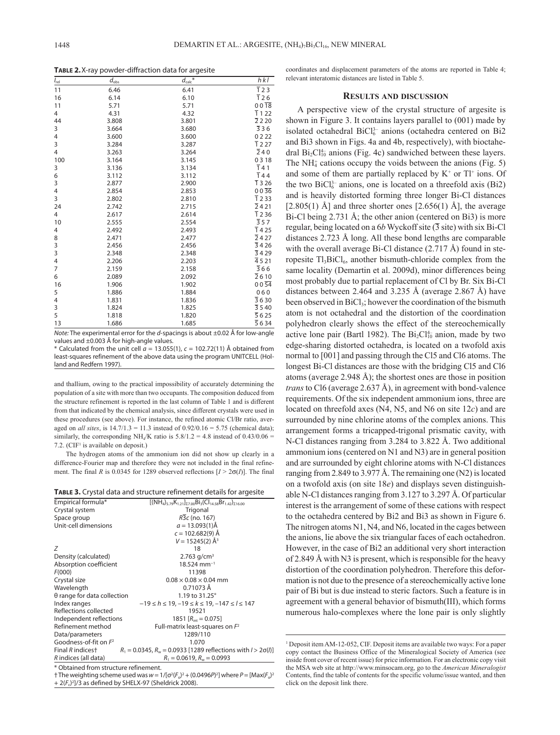**Table 2.** X-ray powder-diffraction data for argesite

| $I_{rel}$ | $d_{obs}$ | $d_{calc}$* | $hkl$ |
|---|---|---|---|
| 11 | 6.46 | 6.41 | $\bar{1}23$ |
| 16 | 6.14 | 6.10 | $\bar{1}26$ |
| 11 | 5.71 | 5.71 | $00\overline{18}$ |
| 4 | 4.31 | 4.32 | $\bar{1}\,1\,22$ |
| 44 | 3.808 | 3.801 | $\bar{2}\,2\,20$ |
| 3 | 3.664 | 3.680 | $\bar{3}36$ |
| 4 | 3.600 | 3.600 | $0\,2\,22$ |
| 3 | 3.284 | 3.287 | $\bar{1}\,2\,27$ |
| 4 | 3.263 | 3.264 | $\bar{2}40$ |
| 100 | 3.164 | 3.145 | $0\,3\,18$ |
| 3 | 3.136 | 3.134 | $\bar{1}41$ |
| 6 | 3.112 | 3.112 | $\bar{1}44$ |
| 3 | 2.877 | 2.900 | $\bar{1}\,3\,26$ |
| 4 | 2.854 | 2.853 | $00\overline{36}$ |
| 3 | 2.802 | 2.810 | $\bar{1}\,2\,33$ |
| 24 | 2.742 | 2.715 | $\bar{2}\,4\,21$ |
| 4 | 2.617 | 2.614 | $\bar{1}\,2\,36$ |
| 10 | 2.555 | 2.554 | $\bar{3}57$ |
| 4 | 2.492 | 2.493 | $\bar{1}\,4\,25$ |
| 8 | 2.471 | 2.477 | $\bar{2}\,4\,27$ |
| 3 | 2.456 | 2.456 | $\bar{3}\,4\,26$ |
| 3 | 2.348 | 2.348 | $\bar{3}\,4\,29$ |
| 4 | 2.206 | 2.203 | $\bar{4}\,5\,21$ |
| 7 | 2.159 | 2.158 | $\bar{3}66$ |
| 6 | 2.089 | 2.092 | $\bar{2}\,6\,10$ |
| 16 | 1.906 | 1.902 | $00\overline{54}$ |
| 5 | 1.886 | 1.884 | $060$ |
| 4 | 1.831 | 1.836 | $\bar{3}\,6\,30$ |
| 3 | 1.824 | 1.825 | $\bar{3}\,5\,40$ |
| 5 | 1.818 | 1.820 | $\bar{5}\,6\,25$ |
| 13 | 1.686 | 1.685 | $\bar{5}\,6\,34$ |

*Note:* The experimental error for the $d$-spacings is about ±0.02 Å for low-angle values and ±0.003 Å for high-angle values.
* Calculated from the unit cell $a$ = 13.055(1), $c$ = 102.72(11) Å obtained from least-squares refinement of the above data using the program UNITCELL (Holland and Redfern 1997).

and thallium, owing to the practical impossibility of accurately determining the population of a site with more than two occupants. The composition deduced from the structure refinement is reported in the last column of Table 1 and is different from that indicated by the chemical analysis, since different crystals were used in these procedures (see above). For instance, the refined atomic Cl/Br ratio, averaged on *all sites*, is 14.7/1.3 = 11.3 instead of 0.92/0.16 = 5.75 (chemical data); similarly, the corresponding $NH_4$/K ratio is 5.8/1.2 = 4.8 instead of 0.43/0.06 = 7.2. (CIF[1] is available on deposit.)

The hydrogen atoms of the ammonium ion did not show up clearly in a difference-Fourier map and therefore they were not included in the final refinement. The final $R$ is 0.0345 for 1289 observed reflections [$I > 2\sigma(I)$]. The final coordinates and displacement parameters of the atoms are reported in Table 4; relevant interatomic distances are listed in Table 5.

**Table 3.** Crystal data and structure refinement details for argesite

| | |
|---|---|
| Empirical formula* | $[(NH_4)_{5.79}K_{1.21}]_{\Sigma 7.00}Bi_3(Cl_{14.58}Br_{1.42})_{\Sigma 16.00}$ |
| Crystal system | Trigonal |
| Space group | $R\bar{3}c$ (no. 167) |
| Unit-cell dimensions | $a$ = 13.093(1)Å |
| | $c$ = 102.682(9) Å |
| | $V$ = 15245(2) Å$^3$ |
| $Z$ | 18 |
| Density (calculated) | 2.763 g/cm$^3$ |
| Absorption coefficient | 18.524 mm$^{-1}$ |
| $F$(000) | 11398 |
| Crystal size | 0.08 × 0.08 × 0.04 mm |
| Wavelength | 0.71073 Å |
| θ range for data collection | 1.19 to 31.25° |
| Index ranges | $-19 \leq h \leq 19$, $-19 \leq k \leq 19$, $-147 \leq l \leq 147$ |
| Reflections collected | 19521 |
| Independent reflections | 1851 [$R_{int}$ = 0.075] |
| Refinement method | Full-matrix least-squares on $F^2$ |
| Data/parameters | 1289/110 |
| Goodness-of-fit on $F^2$ | 1.070 |
| Final $R$ indices† | $R_1$ = 0.0345, $R_w$ = 0.0933 [1289 reflections with $I > 2\sigma(I)$] |
| $R$ indices (all data) | $R_1$ = 0.0619, $R_w$ = 0.0993 |

* Obtained from structure refinement.
† The weighting scheme used was $w = 1/[\sigma^2(F_o)^2 + (0.0496P)^2]$ where $P = [\text{Max}(F_o)^2 + 2(F_c)^2]/3$ as defined by SHELX-97 (Sheldrick 2008).

## Results and discussion

A perspective view of the crystal structure of argesite is shown in Figure 3. It contains layers parallel to (001) made by isolated octahedral $BiCl_6^{3-}$ anions (octahedra centered on Bi2 and Bi3 shown in Figs. 4a and 4b, respectively), with bioctahedral $Bi_2Cl_{10}^{4-}$ anions (Fig. 4c) sandwiched between these layers. The $NH_4^+$ cations occupy the voids between the anions (Fig. 5) and some of them are partially replaced by $K^+$ or $Tl^+$ ions. Of the two $BiCl_6^{3-}$ anions, one is located on a threefold axis (Bi2) and is heavily distorted forming three longer Bi-Cl distances [2.805(1) Å] and three shorter ones [2.656(1) Å], the average Bi-Cl being 2.731 Å; the other anion (centered on Bi3) is more regular, being located on a 6$b$ Wyckoff site ($\bar{3}$ site) with six Bi-Cl distances 2.723 Å long. All these bond lengths are comparable with the overall average Bi-Cl distance (2.717 Å) found in steropesite $Tl_3BiCl_6$, another bismuth-chloride complex from the same locality (Demartin et al. 2009d), minor differences being most probably due to partial replacement of Cl by Br. Six Bi-Cl distances between 2.464 and 3.235 Å (average 2.867 Å) have been observed in $BiCl_3$; however the coordination of the bismuth atom is not octahedral and the distortion of the coordination polyhedron clearly shows the effect of the stereochemically active lone pair (Bartl 1982). The $Bi_2Cl_{10}^{4-}$ anion, made by two edge-sharing distorted octahedra, is located on a twofold axis normal to [001] and passing through the Cl5 and Cl6 atoms. The longest Bi-Cl distances are those with the bridging Cl5 and Cl6 atoms (average 2.948 Å); the shortest ones are those in position *trans* to Cl6 (average 2.637 Å), in agreement with bond-valence requirements. Of the six independent ammonium ions, three are located on threefold axes (N4, N5, and N6 on site 12$c$) and are surrounded by nine chlorine atoms of the complex anions. This arrangement forms a tricapped-trigonal prismatic cavity, with N-Cl distances ranging from 3.284 to 3.822 Å. Two additional ammonium ions (centered on N1 and N3) are in general position and are surrounded by eight chlorine atoms with N-Cl distances ranging from 2.849 to 3.977 Å. The remaining one (N2) is located on a twofold axis (on site 18$e$) and displays seven distinguishable N-Cl distances ranging from 3.127 to 3.297 Å. Of particular interest is the arrangement of some of these cations with respect to the octahedra centered by Bi2 and Bi3 as shown in Figure 6. The nitrogen atoms N1, N4, and N6, located in the cages between the anions, lie above the six triangular faces of each octahedron. However, in the case of Bi2 an additional very short interaction of 2.849 Å with N3 is present, which is responsible for the heavy distortion of the coordination polyhedron. Therefore this deformation is not due to the presence of a stereochemically active lone pair of Bi but is due instead to steric factors. Such a feature is in agreement with a general behavior of bismuth(III), which forms numerous halo-complexes where the lone pair is only slightly

[1] Deposit item AM-12-052, CIF. Deposit items are available two ways: For a paper copy contact the Business Office of the Mineralogical Society of America (see inside front cover of recent issue) for price information. For an electronic copy visit the MSA web site at http://www.minsocam.org, go to the *American Mineralogist* Contents, find the table of contents for the specific volume/issue wanted, and then click on the deposit link there.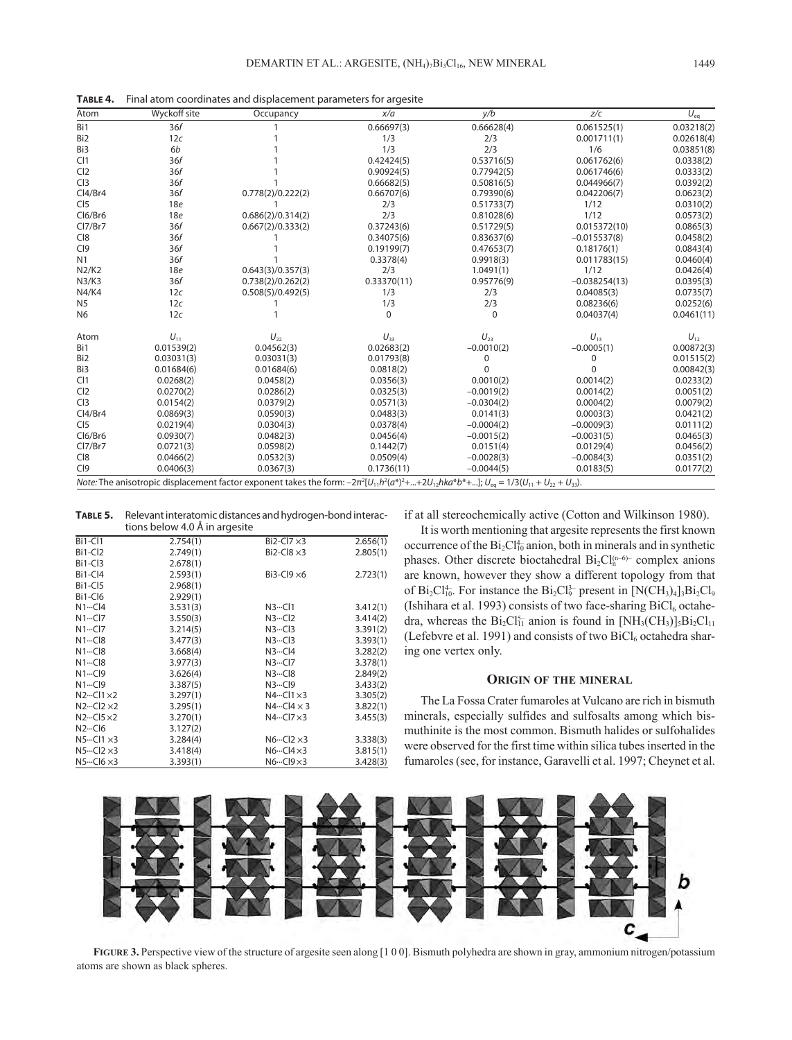**TABLE 4.** Final atom coordinates and displacement parameters for argesite

| Atom | Wyckoff site | Occupancy | x/a | y/b | z/c | $U_{eq}$ |
|---|---|---|---|---|---|---|
| Bi1 | 36f | 1 | 0.66697(3) | 0.66628(4) | 0.061525(1) | 0.03218(2) |
| Bi2 | 12c | 1 | 1/3 | 2/3 | 0.001711(1) | 0.02618(4) |
| Bi3 | 6b | 1 | 1/3 | 2/3 | 1/6 | 0.03851(8) |
| Cl1 | 36f | 1 | 0.42424(5) | 0.53716(5) | 0.061762(6) | 0.0338(2) |
| Cl2 | 36f | 1 | 0.90924(5) | 0.77942(5) | 0.061746(6) | 0.0333(2) |
| Cl3 | 36f | 1 | 0.66682(5) | 0.50816(5) | 0.044966(7) | 0.0392(2) |
| Cl4/Br4 | 36f | 0.778(2)/0.222(2) | 0.66707(6) | 0.79390(6) | 0.042206(7) | 0.0623(2) |
| Cl5 | 18e | 1 | 2/3 | 0.51733(7) | 1/12 | 0.0310(2) |
| Cl6/Br6 | 18e | 0.686(2)/0.314(2) | 2/3 | 0.81028(6) | 1/12 | 0.0573(2) |
| Cl7/Br7 | 36f | 0.667(2)/0.333(2) | 0.37243(6) | 0.51729(5) | 0.015372(10) | 0.0865(3) |
| Cl8 | 36f | 1 | 0.34075(6) | 0.83637(6) | −0.015537(8) | 0.0458(2) |
| Cl9 | 36f | 1 | 0.19199(7) | 0.47653(7) | 0.18176(1) | 0.0843(4) |
| N1 | 36f | 1 | 0.3378(4) | 0.9918(3) | 0.011783(15) | 0.0460(4) |
| N2/K2 | 18e | 0.643(3)/0.357(3) | 2/3 | 1.0491(1) | 1/12 | 0.0426(4) |
| N3/K3 | 36f | 0.738(2)/0.262(2) | 0.33370(11) | 0.95776(9) | −0.038254(13) | 0.0395(3) |
| N4/K4 | 12c | 0.508(5)/0.492(5) | 1/3 | 2/3 | 0.04085(3) | 0.0735(7) |
| N5 | 12c | 1 | 1/3 | 2/3 | 0.08236(6) | 0.0252(6) |
| N6 | 12c | 1 | 0 | 0 | 0.04037(4) | 0.0461(11) |

| Atom | $U_{11}$ | $U_{22}$ | $U_{33}$ | $U_{23}$ | $U_{13}$ | $U_{12}$ |
|---|---|---|---|---|---|---|
| Bi1 | 0.01539(2) | 0.04562(3) | 0.02683(2) | −0.0010(2) | −0.0005(1) | 0.00872(3) |
| Bi2 | 0.03031(3) | 0.03031(3) | 0.01793(8) | 0 | 0 | 0.01515(2) |
| Bi3 | 0.01684(6) | 0.01684(6) | 0.0818(2) | 0 | 0 | 0.00842(3) |
| Cl1 | 0.0268(2) | 0.0458(2) | 0.0356(3) | 0.0010(2) | 0.0014(2) | 0.0233(2) |
| Cl2 | 0.0270(2) | 0.0286(2) | 0.0325(3) | −0.0019(2) | 0.0014(2) | 0.0051(2) |
| Cl3 | 0.0154(2) | 0.0379(2) | 0.0571(3) | −0.0304(2) | 0.0004(2) | 0.0079(2) |
| Cl4/Br4 | 0.0869(3) | 0.0590(3) | 0.0483(3) | 0.0141(3) | 0.0003(3) | 0.0421(2) |
| Cl5 | 0.0219(4) | 0.0304(3) | 0.0378(4) | −0.0004(2) | −0.0009(3) | 0.0111(2) |
| Cl6/Br6 | 0.0930(7) | 0.0482(3) | 0.0456(4) | −0.0015(2) | −0.0031(5) | 0.0465(3) |
| Cl7/Br7 | 0.0721(3) | 0.0598(2) | 0.1442(7) | 0.0151(4) | 0.0129(4) | 0.0456(2) |
| Cl8 | 0.0466(2) | 0.0532(3) | 0.0509(4) | −0.0028(3) | −0.0084(3) | 0.0351(2) |
| Cl9 | 0.0406(3) | 0.0367(3) | 0.1736(11) | −0.0044(5) | 0.0183(5) | 0.0177(2) |

*Note:* The anisotropic displacement factor exponent takes the form: $-2\pi^2[U_{11}h^2(a^*)^2+...+2U_{12}hka^*b^*+...]$; $U_{eq} = 1/3(U_{11} + U_{22} + U_{33})$.

**TABLE 5.** Relevant interatomic distances and hydrogen-bond interactions below 4.0 Å in argesite

| | | | |
|---|---|---|---|
| Bi1-Cl1 | 2.754(1) | Bi2-Cl7 ×3 | 2.656(1) |
| Bi1-Cl2 | 2.749(1) | Bi2-Cl8 ×3 | 2.805(1) |
| Bi1-Cl3 | 2.678(1) | | |
| Bi1-Cl4 | 2.593(1) | Bi3-Cl9 ×6 | 2.723(1) |
| Bi1-Cl5 | 2.968(1) | | |
| Bi1-Cl6 | 2.929(1) | | |
| N1···Cl4 | 3.531(3) | N3···Cl1 | 3.412(1) |
| N1···Cl7 | 3.550(3) | N3···Cl2 | 3.414(2) |
| N1···Cl7 | 3.214(5) | N3···Cl3 | 3.391(2) |
| N1···Cl8 | 3.477(3) | N3···Cl3 | 3.393(1) |
| N1···Cl8 | 3.668(4) | N3···Cl4 | 3.282(2) |
| N1···Cl8 | 3.977(3) | N3···Cl7 | 3.378(1) |
| N1···Cl9 | 3.626(4) | N3···Cl8 | 2.849(2) |
| N1···Cl9 | 3.387(5) | N3···Cl9 | 3.433(2) |
| N2···Cl1 ×2 | 3.297(1) | N4···Cl1 ×3 | 3.305(2) |
| N2···Cl2 ×2 | 3.295(1) | N4···Cl4 × 3 | 3.822(1) |
| N2···Cl5 ×2 | 3.270(1) | N4···Cl7 ×3 | 3.455(3) |
| N2···Cl6 | 3.127(2) | | |
| N5···Cl1 ×3 | 3.284(4) | N6···Cl2 ×3 | 3.338(3) |
| N5···Cl2 ×3 | 3.418(4) | N6···Cl4 ×3 | 3.815(1) |
| N5···Cl6 ×3 | 3.393(1) | N6···Cl9 ×3 | 3.428(3) |

if at all stereochemically active (Cotton and Wilkinson 1980).

It is worth mentioning that argesite represents the first known occurrence of the $Bi_2Cl_{10}^{4-}$ anion, both in minerals and in synthetic phases. Other discrete bioctahedral $Bi_2Cl_n^{(n-6)-}$ complex anions are known, however they show a different topology from that of $Bi_2Cl_{10}^{4-}$. For instance the $Bi_2Cl_9^{3-}$ present in $[N(CH_3)_4]_3Bi_2Cl_9$ (Ishihara et al. 1993) consists of two face-sharing $BiCl_6$ octahedra, whereas the $Bi_2Cl_{11}^{5-}$ anion is found in $[NH_3(CH_3)]_5Bi_2Cl_{11}$ (Lefebvre et al. 1991) and consists of two $BiCl_6$ octahedra sharing one vertex only.

## ORIGIN OF THE MINERAL

The La Fossa Crater fumaroles at Vulcano are rich in bismuth minerals, especially sulfides and sulfosalts among which bismuthinite is the most common. Bismuth halides or sulfohalides were observed for the first time within silica tubes inserted in the fumaroles (see, for instance, Garavelli et al. 1997; Cheynet et al.

**FIGURE 3.** Perspective view of the structure of argesite seen along [1 0 0]. Bismuth polyhedra are shown in gray, ammonium nitrogen/potassium atoms are shown as black spheres.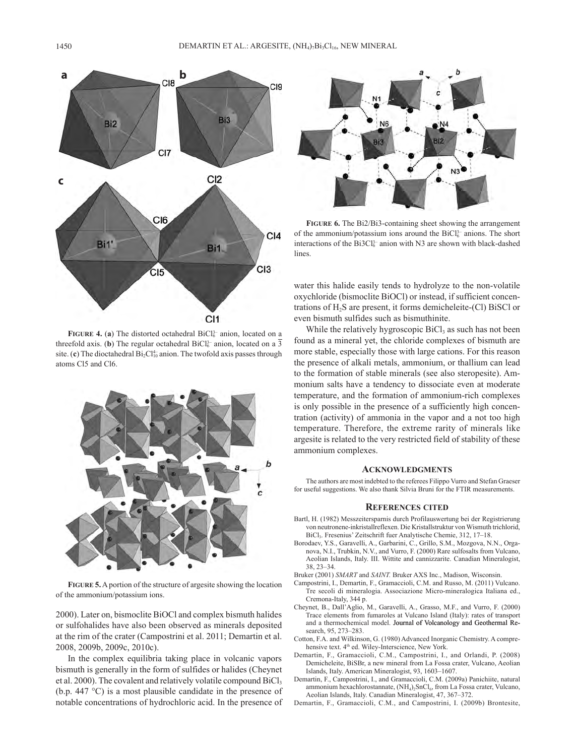**FIGURE 4.** (**a**) The distorted octahedral $BiCl_6^{3-}$ anion, located on a threefold axis. (**b**) The regular octahedral $BiCl_6^{3-}$ anion, located on a $\overline{3}$ site. (**c**) The dioctahedral $Bi_2Cl_{10}^{4-}$ anion. The twofold axis passes through atoms Cl5 and Cl6.

**FIGURE 5.** A portion of the structure of argesite showing the location of the ammonium/potassium ions.

2000). Later on, bismoclite BiOCl and complex bismuth halides or sulfohalides have also been observed as minerals deposited at the rim of the crater (Campostrini et al. 2011; Demartin et al. 2008, 2009b, 2009c, 2010c).

In the complex equilibria taking place in volcanic vapors bismuth is generally in the form of sulfides or halides (Cheynet et al. 2000). The covalent and relatively volatile compound $BiCl_3$ (b.p. 447 °C) is a most plausible candidate in the presence of notable concentrations of hydrochloric acid. In the presence of water this halide easily tends to hydrolyze to the non-volatile oxychloride (bismoclite BiOCl) or instead, if sufficient concentrations of $H_2S$ are present, it forms demicheleite-(Cl) BiSCl or even bismuth sulfides such as bismuthinite.

**FIGURE 6.** The Bi2/Bi3-containing sheet showing the arrangement of the ammonium/potassium ions around the $BiCl_6^{3-}$ anions. The short interactions of the $Bi3Cl_6^{3-}$ anion with N3 are shown with black-dashed lines.

While the relatively hygroscopic $BiCl_3$ as such has not been found as a mineral yet, the chloride complexes of bismuth are more stable, especially those with large cations. For this reason the presence of alkali metals, ammonium, or thallium can lead to the formation of stable minerals (see also steropesite). Ammonium salts have a tendency to dissociate even at moderate temperature, and the formation of ammonium-rich complexes is only possible in the presence of a sufficiently high concentration (activity) of ammonia in the vapor and a not too high temperature. Therefore, the extreme rarity of minerals like argesite is related to the very restricted field of stability of these ammonium complexes.

## ACKNOWLEDGMENTS

The authors are most indebted to the referees Filippo Vurro and Stefan Graeser for useful suggestions. We also thank Silvia Bruni for the FTIR measurements.

## REFERENCES CITED

Bartl, H. (1982) Messzeitersparnis durch Profilauswertung bei der Registrierung von neutronene-inkristallreflexen. Die Kristallstruktur von Wismuth trichlorid, $BiCl_3$. Fresenius' Zeitschrift fuer Analytische Chemie, 312, 17–18.

Borodaev, Y.S., Garavelli, A., Garbarini, C., Grillo, S.M., Mozgova, N.N., Organova, N.I., Trubkin, N.V., and Vurro, F. (2000) Rare sulfosalts from Vulcano, Aeolian Islands, Italy. III. Wittite and cannizzarite. Canadian Mineralogist, 38, 23–34.

Bruker (2001) *SMART* and *SAINT.* Bruker AXS Inc., Madison, Wisconsin.

Campostrini, I., Demartin, F., Gramaccioli, C.M. and Russo, M. (2011) Vulcano. Tre secoli di mineralogia. Associazione Micro-mineralogica Italiana ed., Cremona-Italy, 344 p.

Cheynet, B., Dall'Aglio, M., Garavelli, A., Grasso, M.F., and Vurro, F. (2000) Trace elements from fumaroles at Vulcano Island (Italy): rates of transport and a thermochemical model. Journal of Volcanology and Geothermal Research, 95, 273–283.

Cotton, F.A. and Wilkinson, G. (1980) Advanced Inorganic Chemistry. A comprehensive text. 4th ed. Wiley-Interscience, New York.

Demartin, F., Gramaccioli, C.M., Campostrini, I., and Orlandi, P. (2008) Demicheleite, BiSBr, a new mineral from La Fossa crater, Vulcano, Aeolian Islands, Italy. American Mineralogist, 93, 1603–1607.

Demartin, F., Campostrini, I., and Gramaccioli, C.M. (2009a) Panichiite, natural ammonium hexachlorostannate, $(NH_4)_2SnCl_6$, from La Fossa crater, Vulcano, Aeolian Islands, Italy. Canadian Mineralogist, 47, 367–372.

Demartin, F., Gramaccioli, C.M., and Campostrini, I. (2009b) Brontesite,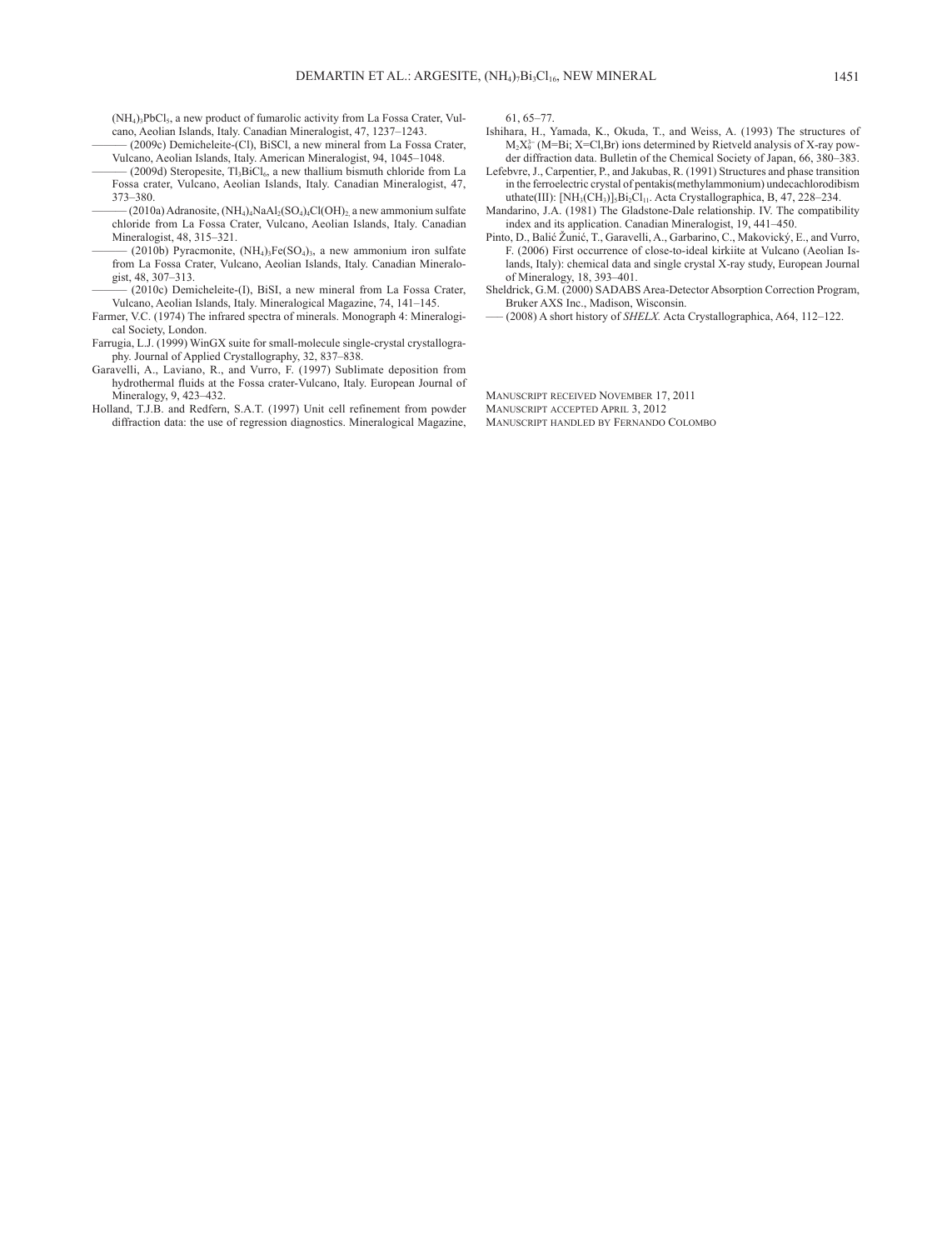$(NH_4)_3PbCl_5$, a new product of fumarolic activity from La Fossa Crater, Vulcano, Aeolian Islands, Italy. Canadian Mineralogist, 47, 1237–1243.

——— (2009c) Demicheleite-(Cl), BiSCl, a new mineral from La Fossa Crater, Vulcano, Aeolian Islands, Italy. American Mineralogist, 94, 1045–1048.

——— (2009d) Steropesite, $Tl_3BiCl_6$, a new thallium bismuth chloride from La Fossa crater, Vulcano, Aeolian Islands, Italy. Canadian Mineralogist, 47, 373–380.

——— (2010a) Adranosite, $(NH_4)_4NaAl_2(SO_4)_4Cl(OH)_2$, a new ammonium sulfate chloride from La Fossa Crater, Vulcano, Aeolian Islands, Italy. Canadian Mineralogist, 48, 315–321.

——— (2010b) Pyracmonite, $(NH_4)_3Fe(SO_4)_3$, a new ammonium iron sulfate from La Fossa Crater, Vulcano, Aeolian Islands, Italy. Canadian Mineralogist, 48, 307–313.

——— (2010c) Demicheleite-(I), BiSI, a new mineral from La Fossa Crater, Vulcano, Aeolian Islands, Italy. Mineralogical Magazine, 74, 141–145.

Farmer, V.C. (1974) The infrared spectra of minerals. Monograph 4: Mineralogical Society, London.

Farrugia, L.J. (1999) WinGX suite for small-molecule single-crystal crystallography. Journal of Applied Crystallography, 32, 837–838.

Garavelli, A., Laviano, R., and Vurro, F. (1997) Sublimate deposition from hydrothermal fluids at the Fossa crater-Vulcano, Italy. European Journal of Mineralogy, 9, 423–432.

Holland, T.J.B. and Redfern, S.A.T. (1997) Unit cell refinement from powder diffraction data: the use of regression diagnostics. Mineralogical Magazine, 61, 65–77.

Ishihara, H., Yamada, K., Okuda, T., and Weiss, A. (1993) The structures of $M_2X_9^{3-}$ (M=Bi; X=Cl,Br) ions determined by Rietveld analysis of X-ray powder diffraction data. Bulletin of the Chemical Society of Japan, 66, 380–383.

Lefebvre, J., Carpentier, P., and Jakubas, R. (1991) Structures and phase transition in the ferroelectric crystal of pentakis(methylammonium) undecachlorodibismuthate(III): $[NH_3(CH_3)]_5Bi_2Cl_{11}$. Acta Crystallographica, B, 47, 228–234.

Mandarino, J.A. (1981) The Gladstone-Dale relationship. IV. The compatibility index and its application. Canadian Mineralogist, 19, 441–450.

Pinto, D., Balić Žunić, T., Garavelli, A., Garbarino, C., Makovický, E., and Vurro, F. (2006) First occurrence of close-to-ideal kirkiite at Vulcano (Aeolian Islands, Italy): chemical data and single crystal X-ray study, European Journal of Mineralogy, 18, 393–401.

Sheldrick, G.M. (2000) SADABS Area-Detector Absorption Correction Program, Bruker AXS Inc., Madison, Wisconsin.

——— (2008) A short history of *SHELX*. Acta Crystallographica, A64, 112–122.

Manuscript received November 17, 2011
Manuscript accepted April 3, 2012
Manuscript handled by Fernando Colombo